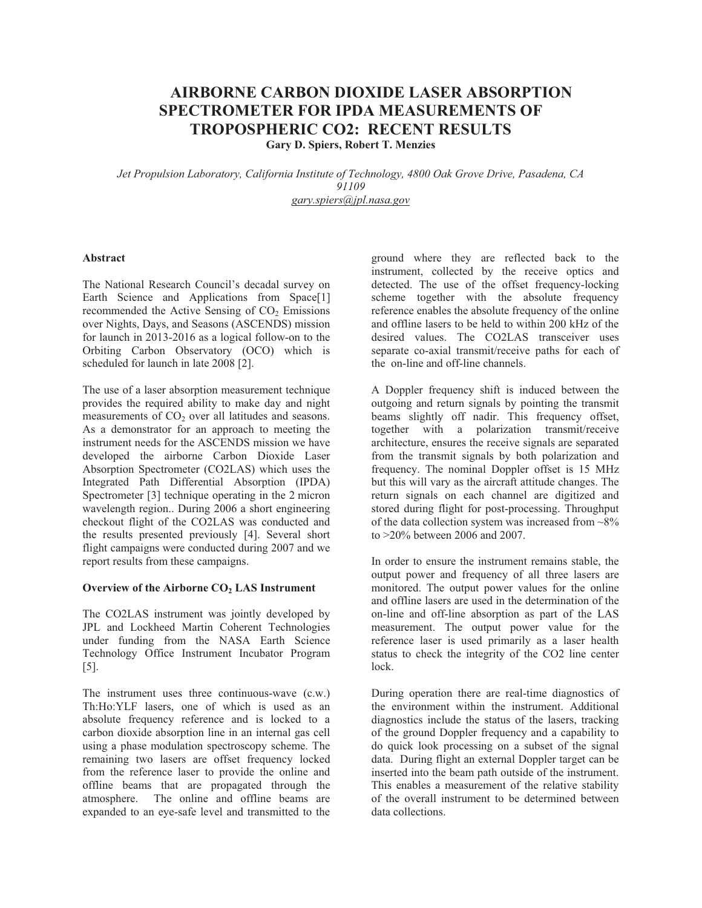# AIRBORNE CARBON DIOXIDE LASER ABSORPTION SPECTROMETER FOR IPDA MEASUREMENTS OF TROPOSPHERIC CO2: RECENT RESULTS

**Gary D. Spiers, Robert T. Menzies**

*Jet Propulsion Laboratory, California Institute of Technology, 4800 Oak Grove Drive, Pasadena, CA 91109*
*gary.spiers@jpl.nasa.gov*

### Abstract

The National Research Council's decadal survey on Earth Science and Applications from Space[1] recommended the Active Sensing of $CO_2$ Emissions over Nights, Days, and Seasons (ASCENDS) mission for launch in 2013-2016 as a logical follow-on to the Orbiting Carbon Observatory (OCO) which is scheduled for launch in late 2008 [2].

The use of a laser absorption measurement technique provides the required ability to make day and night measurements of $CO_2$ over all latitudes and seasons. As a demonstrator for an approach to meeting the instrument needs for the ASCENDS mission we have developed the airborne Carbon Dioxide Laser Absorption Spectrometer (CO2LAS) which uses the Integrated Path Differential Absorption (IPDA) Spectrometer [3] technique operating in the 2 micron wavelength region.. During 2006 a short engineering checkout flight of the CO2LAS was conducted and the results presented previously [4]. Several short flight campaigns were conducted during 2007 and we report results from these campaigns.

### Overview of the Airborne $CO_2$ LAS Instrument

The CO2LAS instrument was jointly developed by JPL and Lockheed Martin Coherent Technologies under funding from the NASA Earth Science Technology Office Instrument Incubator Program [5].

The instrument uses three continuous-wave (c.w.) Th:Ho:YLF lasers, one of which is used as an absolute frequency reference and is locked to a carbon dioxide absorption line in an internal gas cell using a phase modulation spectroscopy scheme. The remaining two lasers are offset frequency locked from the reference laser to provide the online and offline beams that are propagated through the atmosphere. The online and offline beams are expanded to an eye-safe level and transmitted to the ground where they are reflected back to the instrument, collected by the receive optics and detected. The use of the offset frequency-locking scheme together with the absolute frequency reference enables the absolute frequency of the online and offline lasers to be held to within 200 kHz of the desired values. The CO2LAS transceiver uses separate co-axial transmit/receive paths for each of the on-line and off-line channels.

A Doppler frequency shift is induced between the outgoing and return signals by pointing the transmit beams slightly off nadir. This frequency offset, together with a polarization transmit/receive architecture, ensures the receive signals are separated from the transmit signals by both polarization and frequency. The nominal Doppler offset is 15 MHz but this will vary as the aircraft attitude changes. The return signals on each channel are digitized and stored during flight for post-processing. Throughput of the data collection system was increased from ~8% to >20% between 2006 and 2007.

In order to ensure the instrument remains stable, the output power and frequency of all three lasers are monitored. The output power values for the online and offline lasers are used in the determination of the on-line and off-line absorption as part of the LAS measurement. The output power value for the reference laser is used primarily as a laser health status to check the integrity of the CO2 line center lock.

During operation there are real-time diagnostics of the environment within the instrument. Additional diagnostics include the status of the lasers, tracking of the ground Doppler frequency and a capability to do quick look processing on a subset of the signal data. During flight an external Doppler target can be inserted into the beam path outside of the instrument. This enables a measurement of the relative stability of the overall instrument to be determined between data collections.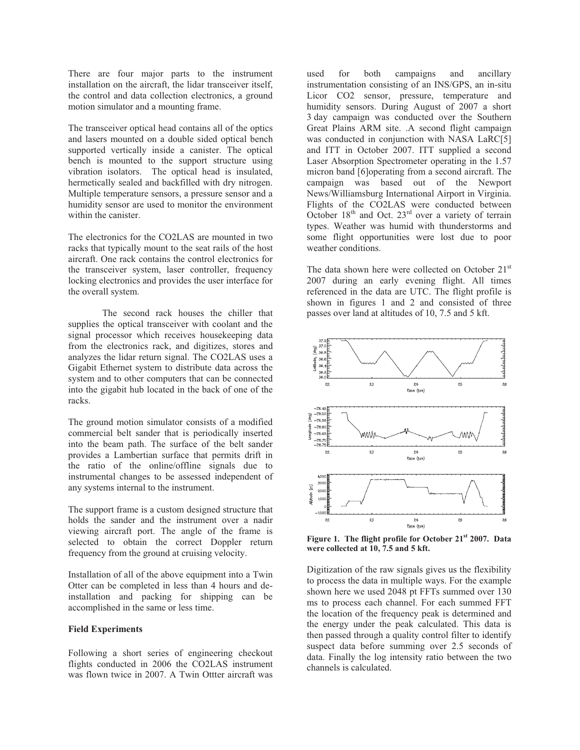There are four major parts to the instrument installation on the aircraft, the lidar transceiver itself, the control and data collection electronics, a ground motion simulator and a mounting frame.

The transceiver optical head contains all of the optics and lasers mounted on a double sided optical bench supported vertically inside a canister. The optical bench is mounted to the support structure using vibration isolators. The optical head is insulated, hermetically sealed and backfilled with dry nitrogen. Multiple temperature sensors, a pressure sensor and a humidity sensor are used to monitor the environment within the canister.

The electronics for the CO2LAS are mounted in two racks that typically mount to the seat rails of the host aircraft. One rack contains the control electronics for the transceiver system, laser controller, frequency locking electronics and provides the user interface for the overall system.

The second rack houses the chiller that supplies the optical transceiver with coolant and the signal processor which receives housekeeping data from the electronics rack, and digitizes, stores and analyzes the lidar return signal. The CO2LAS uses a Gigabit Ethernet system to distribute data across the system and to other computers that can be connected into the gigabit hub located in the back of one of the racks.

The ground motion simulator consists of a modified commercial belt sander that is periodically inserted into the beam path. The surface of the belt sander provides a Lambertian surface that permits drift in the ratio of the online/offline signals due to instrumental changes to be assessed independent of any systems internal to the instrument.

The support frame is a custom designed structure that holds the sander and the instrument over a nadir viewing aircraft port. The angle of the frame is selected to obtain the correct Doppler return frequency from the ground at cruising velocity.

Installation of all of the above equipment into a Twin Otter can be completed in less than 4 hours and de-installation and packing for shipping can be accomplished in the same or less time.

**Field Experiments**

Following a short series of engineering checkout flights conducted in 2006 the CO2LAS instrument was flown twice in 2007. A Twin Ottter aircraft was used for both campaigns and ancillary instrumentation consisting of an INS/GPS, an in-situ Licor CO2 sensor, pressure, temperature and humidity sensors. During August of 2007 a short 3 day campaign was conducted over the Southern Great Plains ARM site. .A second flight campaign was conducted in conjunction with NASA LaRC[5] and ITT in October 2007. ITT supplied a second Laser Absorption Spectrometer operating in the 1.57 micron band [6]operating from a second aircraft. The campaign was based out of the Newport News/Williamsburg International Airport in Virginia. Flights of the CO2LAS were conducted between October 18th and Oct. 23rd over a variety of terrain types. Weather was humid with thunderstorms and some flight opportunities were lost due to poor weather conditions.

The data shown here were collected on October 21st 2007 during an early evening flight. All times referenced in the data are UTC. The flight profile is shown in figures 1 and 2 and consisted of three passes over land at altitudes of 10, 7.5 and 5 kft.

**Figure 1. The flight profile for October 21st 2007. Data were collected at 10, 7.5 and 5 kft.**

Digitization of the raw signals gives us the flexibility to process the data in multiple ways. For the example shown here we used 2048 pt FFTs summed over 130 ms to process each channel. For each summed FFT the location of the frequency peak is determined and the energy under the peak calculated. This data is then passed through a quality control filter to identify suspect data before summing over 2.5 seconds of data. Finally the log intensity ratio between the two channels is calculated.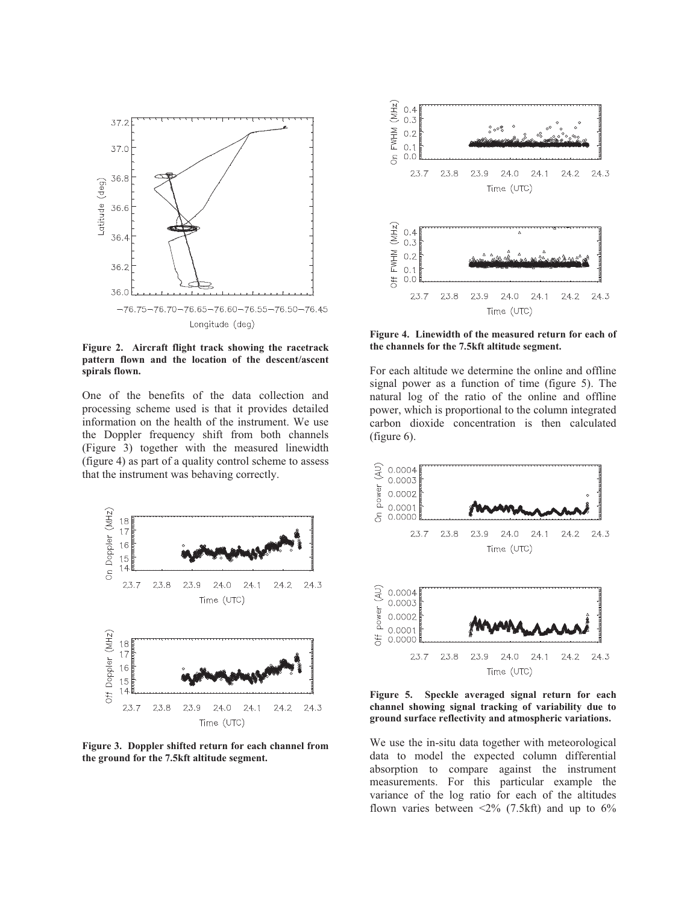**Figure 2. Aircraft flight track showing the racetrack pattern flown and the location of the descent/ascent spirals flown.**

One of the benefits of the data collection and processing scheme used is that it provides detailed information on the health of the instrument. We use the Doppler frequency shift from both channels (Figure 3) together with the measured linewidth (figure 4) as part of a quality control scheme to assess that the instrument was behaving correctly.

**Figure 3. Doppler shifted return for each channel from the ground for the 7.5kft altitude segment.**

**Figure 4. Linewidth of the measured return for each of the channels for the 7.5kft altitude segment.**

For each altitude we determine the online and offline signal power as a function of time (figure 5). The natural log of the ratio of the online and offline power, which is proportional to the column integrated carbon dioxide concentration is then calculated (figure 6).

**Figure 5. Speckle averaged signal return for each channel showing signal tracking of variability due to ground surface reflectivity and atmospheric variations.**

We use the in-situ data together with meteorological data to model the expected column differential absorption to compare against the instrument measurements. For this particular example the variance of the log ratio for each of the altitudes flown varies between <2% (7.5kft) and up to 6%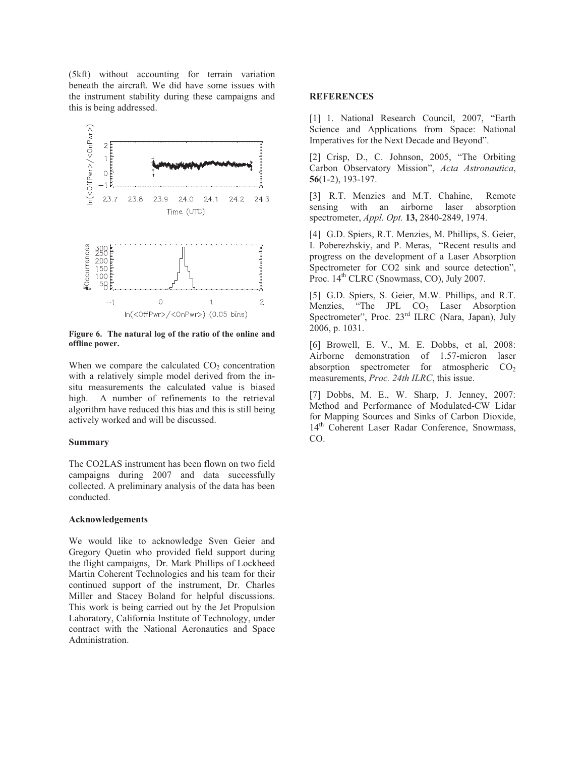(5kft) without accounting for terrain variation beneath the aircraft. We did have some issues with the instrument stability during these campaigns and this is being addressed.

ln(<OffPwr>/<OnPwr>)

2
1
0
−1

23.7 23.8 23.9 24.0 24.1 24.2 24.3

Time (UTC)

#Occurrences

300
250
200
150
100
50
0

−1 0 1 2

ln(<OffPwr>/<OnPwr>) (0.05 bins)

**Figure 6. The natural log of the ratio of the online and offline power.**

When we compare the calculated $CO_2$ concentration with a relatively simple model derived from the in-situ measurements the calculated value is biased high. A number of refinements to the retrieval algorithm have reduced this bias and this is still being actively worked and will be discussed.

### Summary

The CO2LAS instrument has been flown on two field campaigns during 2007 and data successfully collected. A preliminary analysis of the data has been conducted.

### Acknowledgements

We would like to acknowledge Sven Geier and Gregory Quetin who provided field support during the flight campaigns, Dr. Mark Phillips of Lockheed Martin Coherent Technologies and his team for their continued support of the instrument, Dr. Charles Miller and Stacey Boland for helpful discussions. This work is being carried out by the Jet Propulsion Laboratory, California Institute of Technology, under contract with the National Aeronautics and Space Administration.

### REFERENCES

[1] 1. National Research Council, 2007, "Earth Science and Applications from Space: National Imperatives for the Next Decade and Beyond".

[2] Crisp, D., C. Johnson, 2005, "The Orbiting Carbon Observatory Mission", *Acta Astronautica*, **56**(1-2), 193-197.

[3] R.T. Menzies and M.T. Chahine, Remote sensing with an airborne laser absorption spectrometer, *Appl. Opt.* **13,** 2840-2849, 1974.

[4] G.D. Spiers, R.T. Menzies, M. Phillips, S. Geier, I. Poberezhskiy, and P. Meras, "Recent results and progress on the development of a Laser Absorption Spectrometer for CO2 sink and source detection", Proc. 14th CLRC (Snowmass, CO), July 2007.

[5] G.D. Spiers, S. Geier, M.W. Phillips, and R.T. Menzies, "The JPL $CO_2$ Laser Absorption Spectrometer", Proc. 23rd ILRC (Nara, Japan), July 2006, p. 1031.

[6] Browell, E. V., M. E. Dobbs, et al, 2008: Airborne demonstration of 1.57-micron laser absorption spectrometer for atmospheric $CO_2$ measurements, *Proc. 24th ILRC*, this issue.

[7] Dobbs, M. E., W. Sharp, J. Jenney, 2007: Method and Performance of Modulated-CW Lidar for Mapping Sources and Sinks of Carbon Dioxide, 14th Coherent Laser Radar Conference, Snowmass, CO.